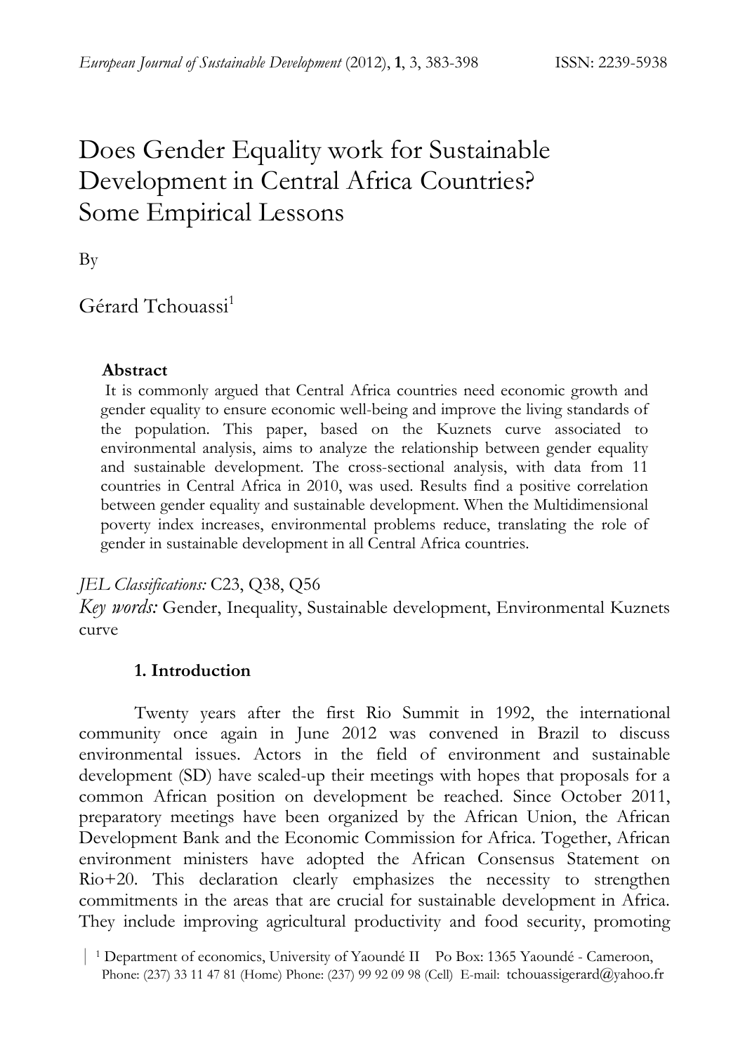# Does Gender Equality work for Sustainable Development in Central Africa Countries? Some Empirical Lessons

By

Gérard Tchouassi[1]

**Abstract**

It is commonly argued that Central Africa countries need economic growth and gender equality to ensure economic well-being and improve the living standards of the population. This paper, based on the Kuznets curve associated to environmental analysis, aims to analyze the relationship between gender equality and sustainable development. The cross-sectional analysis, with data from 11 countries in Central Africa in 2010, was used. Results find a positive correlation between gender equality and sustainable development. When the Multidimensional poverty index increases, environmental problems reduce, translating the role of gender in sustainable development in all Central Africa countries.

*JEL Classifications:* C23, Q38, Q56

*Key words:* Gender, Inequality, Sustainable development, Environmental Kuznets curve

## 1. Introduction

Twenty years after the first Rio Summit in 1992, the international community once again in June 2012 was convened in Brazil to discuss environmental issues. Actors in the field of environment and sustainable development (SD) have scaled-up their meetings with hopes that proposals for a common African position on development be reached. Since October 2011, preparatory meetings have been organized by the African Union, the African Development Bank and the Economic Commission for Africa. Together, African environment ministers have adopted the African Consensus Statement on Rio+20. This declaration clearly emphasizes the necessity to strengthen commitments in the areas that are crucial for sustainable development in Africa. They include improving agricultural productivity and food security, promoting

[1] Department of economics, University of Yaoundé II Po Box: 1365 Yaoundé - Cameroon, Phone: (237) 33 11 47 81 (Home) Phone: (237) 99 92 09 98 (Cell) E-mail: tchouassigerard@yahoo.fr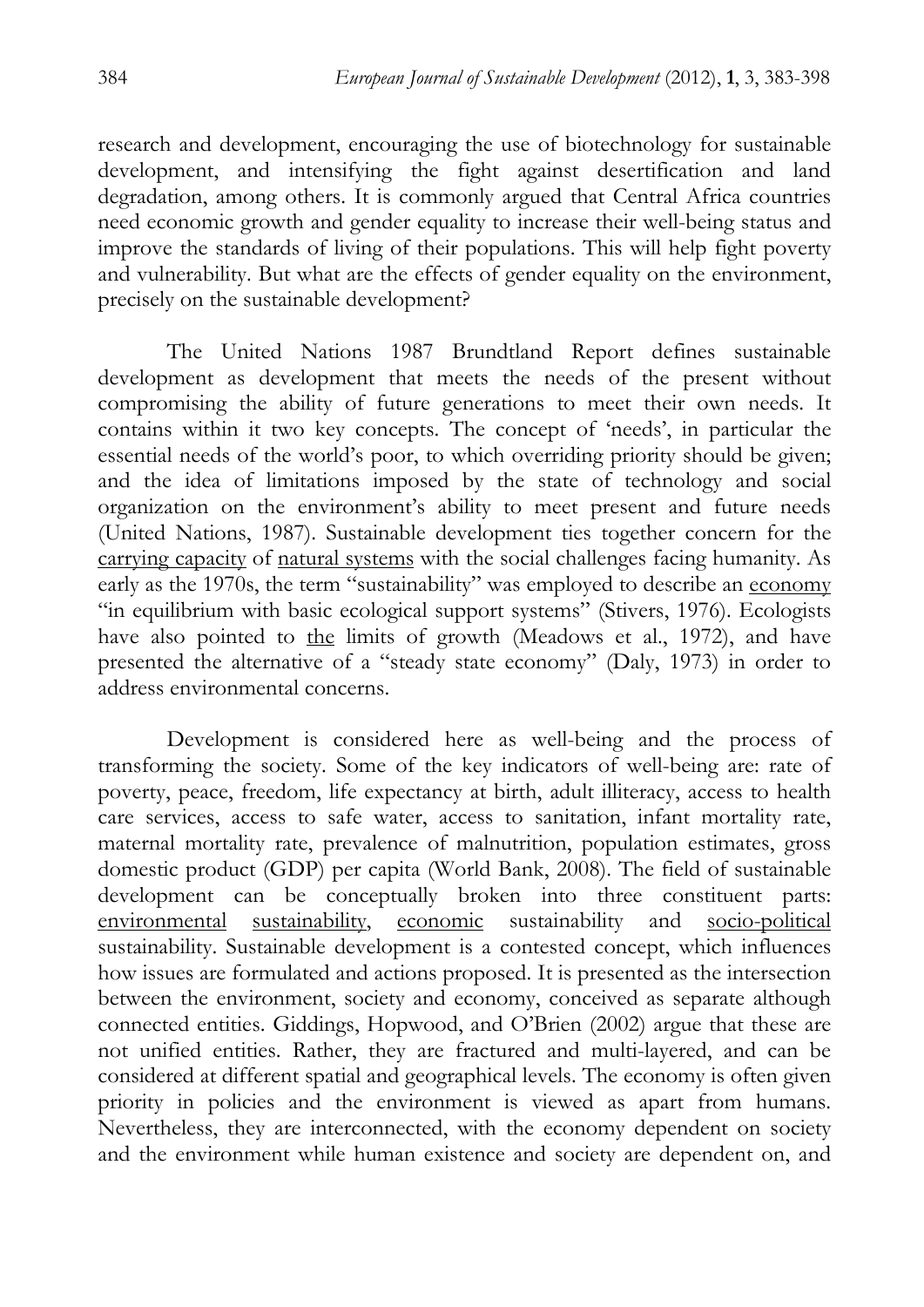research and development, encouraging the use of biotechnology for sustainable development, and intensifying the fight against desertification and land degradation, among others. It is commonly argued that Central Africa countries need economic growth and gender equality to increase their well-being status and improve the standards of living of their populations. This will help fight poverty and vulnerability. But what are the effects of gender equality on the environment, precisely on the sustainable development?

The United Nations 1987 Brundtland Report defines sustainable development as development that meets the needs of the present without compromising the ability of future generations to meet their own needs. It contains within it two key concepts. The concept of 'needs', in particular the essential needs of the world's poor, to which overriding priority should be given; and the idea of limitations imposed by the state of technology and social organization on the environment's ability to meet present and future needs (United Nations, 1987). Sustainable development ties together concern for the carrying capacity of natural systems with the social challenges facing humanity. As early as the 1970s, the term "sustainability" was employed to describe an economy "in equilibrium with basic ecological support systems" (Stivers, 1976). Ecologists have also pointed to the limits of growth (Meadows et al., 1972), and have presented the alternative of a "steady state economy" (Daly, 1973) in order to address environmental concerns.

Development is considered here as well-being and the process of transforming the society. Some of the key indicators of well-being are: rate of poverty, peace, freedom, life expectancy at birth, adult illiteracy, access to health care services, access to safe water, access to sanitation, infant mortality rate, maternal mortality rate, prevalence of malnutrition, population estimates, gross domestic product (GDP) per capita (World Bank, 2008). The field of sustainable development can be conceptually broken into three constituent parts: environmental sustainability, economic sustainability and socio-political sustainability. Sustainable development is a contested concept, which influences how issues are formulated and actions proposed. It is presented as the intersection between the environment, society and economy, conceived as separate although connected entities. Giddings, Hopwood, and O'Brien (2002) argue that these are not unified entities. Rather, they are fractured and multi-layered, and can be considered at different spatial and geographical levels. The economy is often given priority in policies and the environment is viewed as apart from humans. Nevertheless, they are interconnected, with the economy dependent on society and the environment while human existence and society are dependent on, and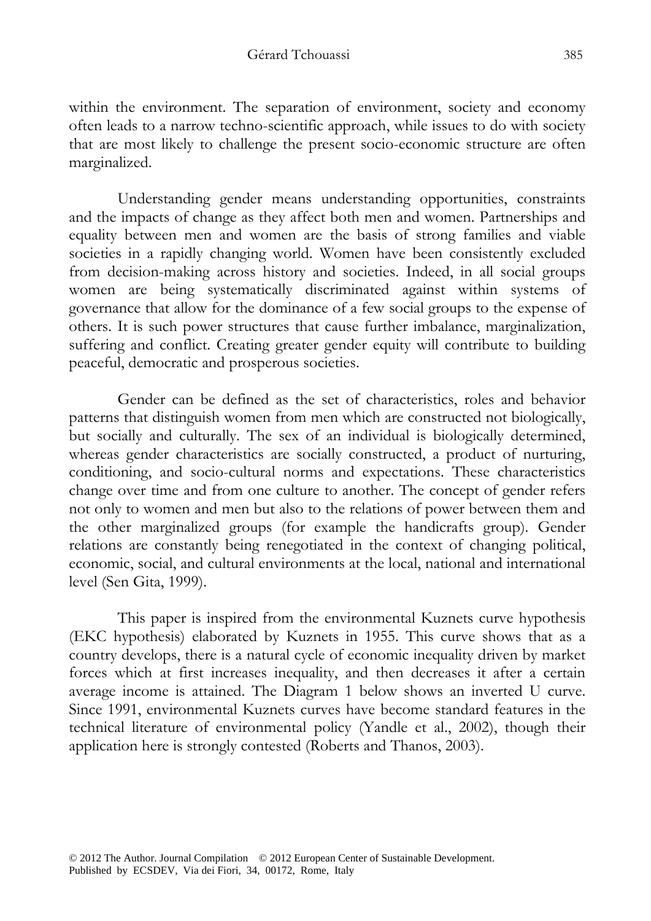within the environment. The separation of environment, society and economy often leads to a narrow techno-scientific approach, while issues to do with society that are most likely to challenge the present socio-economic structure are often marginalized.

Understanding gender means understanding opportunities, constraints and the impacts of change as they affect both men and women. Partnerships and equality between men and women are the basis of strong families and viable societies in a rapidly changing world. Women have been consistently excluded from decision-making across history and societies. Indeed, in all social groups women are being systematically discriminated against within systems of governance that allow for the dominance of a few social groups to the expense of others. It is such power structures that cause further imbalance, marginalization, suffering and conflict. Creating greater gender equity will contribute to building peaceful, democratic and prosperous societies.

Gender can be defined as the set of characteristics, roles and behavior patterns that distinguish women from men which are constructed not biologically, but socially and culturally. The sex of an individual is biologically determined, whereas gender characteristics are socially constructed, a product of nurturing, conditioning, and socio-cultural norms and expectations. These characteristics change over time and from one culture to another. The concept of gender refers not only to women and men but also to the relations of power between them and the other marginalized groups (for example the handicrafts group). Gender relations are constantly being renegotiated in the context of changing political, economic, social, and cultural environments at the local, national and international level (Sen Gita, 1999).

This paper is inspired from the environmental Kuznets curve hypothesis (EKC hypothesis) elaborated by Kuznets in 1955. This curve shows that as a country develops, there is a natural cycle of economic inequality driven by market forces which at first increases inequality, and then decreases it after a certain average income is attained. The Diagram 1 below shows an inverted U curve. Since 1991, environmental Kuznets curves have become standard features in the technical literature of environmental policy (Yandle et al., 2002), though their application here is strongly contested (Roberts and Thanos, 2003).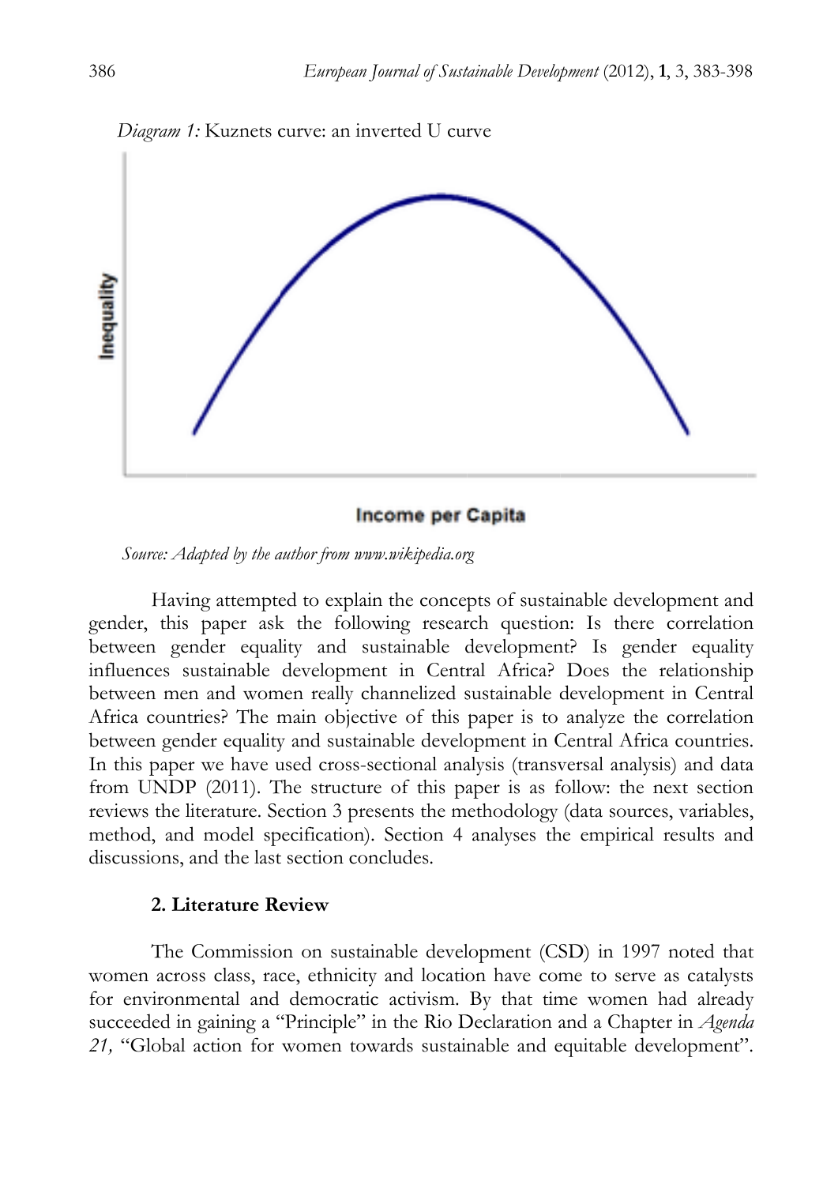*Diagram 1:* Kuznets curve: an inverted U curve

*Source: Adapted by the author from www.wikipedia.org*

Having attempted to explain the concepts of sustainable development and gender, this paper ask the following research question: Is there correlation between gender equality and sustainable development? Is gender equality influences sustainable development in Central Africa? Does the relationship between men and women really channelized sustainable development in Central Africa countries? The main objective of this paper is to analyze the correlation between gender equality and sustainable development in Central Africa countries. In this paper we have used cross-sectional analysis (transversal analysis) and data from UNDP (2011). The structure of this paper is as follow: the next section reviews the literature. Section 3 presents the methodology (data sources, variables, method, and model specification). Section 4 analyses the empirical results and discussions, and the last section concludes.

## 2. Literature Review

The Commission on sustainable development (CSD) in 1997 noted that women across class, race, ethnicity and location have come to serve as catalysts for environmental and democratic activism. By that time women had already succeeded in gaining a "Principle" in the Rio Declaration and a Chapter in *Agenda 21,* "Global action for women towards sustainable and equitable development".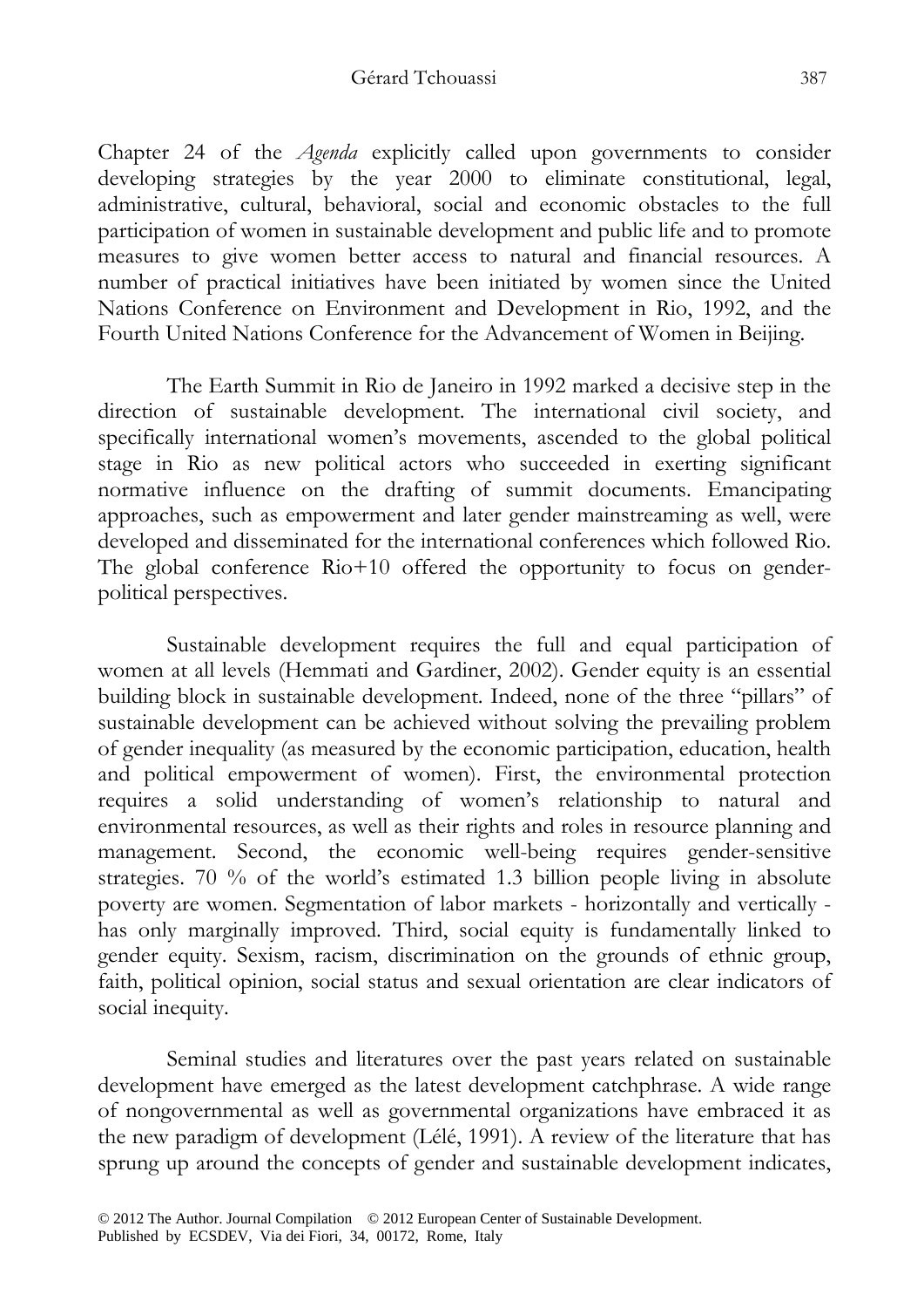Chapter 24 of the *Agenda* explicitly called upon governments to consider developing strategies by the year 2000 to eliminate constitutional, legal, administrative, cultural, behavioral, social and economic obstacles to the full participation of women in sustainable development and public life and to promote measures to give women better access to natural and financial resources. A number of practical initiatives have been initiated by women since the United Nations Conference on Environment and Development in Rio, 1992, and the Fourth United Nations Conference for the Advancement of Women in Beijing.

The Earth Summit in Rio de Janeiro in 1992 marked a decisive step in the direction of sustainable development. The international civil society, and specifically international women's movements, ascended to the global political stage in Rio as new political actors who succeeded in exerting significant normative influence on the drafting of summit documents. Emancipating approaches, such as empowerment and later gender mainstreaming as well, were developed and disseminated for the international conferences which followed Rio. The global conference Rio+10 offered the opportunity to focus on gender-political perspectives.

Sustainable development requires the full and equal participation of women at all levels (Hemmati and Gardiner, 2002). Gender equity is an essential building block in sustainable development. Indeed, none of the three "pillars" of sustainable development can be achieved without solving the prevailing problem of gender inequality (as measured by the economic participation, education, health and political empowerment of women). First, the environmental protection requires a solid understanding of women's relationship to natural and environmental resources, as well as their rights and roles in resource planning and management. Second, the economic well-being requires gender-sensitive strategies. 70 % of the world's estimated 1.3 billion people living in absolute poverty are women. Segmentation of labor markets - horizontally and vertically - has only marginally improved. Third, social equity is fundamentally linked to gender equity. Sexism, racism, discrimination on the grounds of ethnic group, faith, political opinion, social status and sexual orientation are clear indicators of social inequity.

Seminal studies and literatures over the past years related on sustainable development have emerged as the latest development catchphrase. A wide range of nongovernmental as well as governmental organizations have embraced it as the new paradigm of development (Lélé, 1991). A review of the literature that has sprung up around the concepts of gender and sustainable development indicates,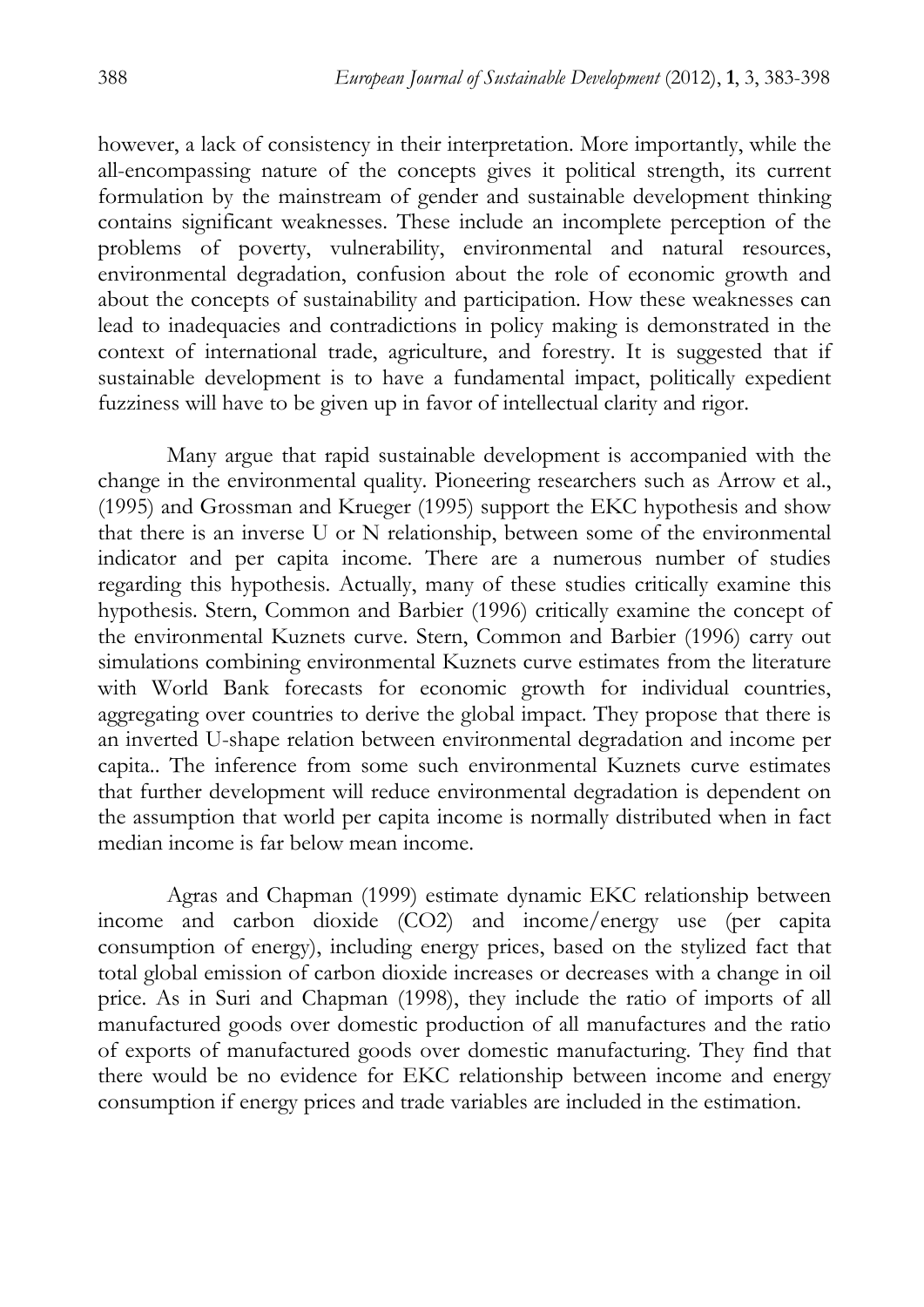however, a lack of consistency in their interpretation. More importantly, while the all-encompassing nature of the concepts gives it political strength, its current formulation by the mainstream of gender and sustainable development thinking contains significant weaknesses. These include an incomplete perception of the problems of poverty, vulnerability, environmental and natural resources, environmental degradation, confusion about the role of economic growth and about the concepts of sustainability and participation. How these weaknesses can lead to inadequacies and contradictions in policy making is demonstrated in the context of international trade, agriculture, and forestry. It is suggested that if sustainable development is to have a fundamental impact, politically expedient fuzziness will have to be given up in favor of intellectual clarity and rigor.

Many argue that rapid sustainable development is accompanied with the change in the environmental quality. Pioneering researchers such as Arrow et al., (1995) and Grossman and Krueger (1995) support the EKC hypothesis and show that there is an inverse U or N relationship, between some of the environmental indicator and per capita income. There are a numerous number of studies regarding this hypothesis. Actually, many of these studies critically examine this hypothesis. Stern, Common and Barbier (1996) critically examine the concept of the environmental Kuznets curve. Stern, Common and Barbier (1996) carry out simulations combining environmental Kuznets curve estimates from the literature with World Bank forecasts for economic growth for individual countries, aggregating over countries to derive the global impact. They propose that there is an inverted U-shape relation between environmental degradation and income per capita.. The inference from some such environmental Kuznets curve estimates that further development will reduce environmental degradation is dependent on the assumption that world per capita income is normally distributed when in fact median income is far below mean income.

Agras and Chapman (1999) estimate dynamic EKC relationship between income and carbon dioxide ($CO_2$) and income/energy use (per capita consumption of energy), including energy prices, based on the stylized fact that total global emission of carbon dioxide increases or decreases with a change in oil price. As in Suri and Chapman (1998), they include the ratio of imports of all manufactured goods over domestic production of all manufactures and the ratio of exports of manufactured goods over domestic manufacturing. They find that there would be no evidence for EKC relationship between income and energy consumption if energy prices and trade variables are included in the estimation.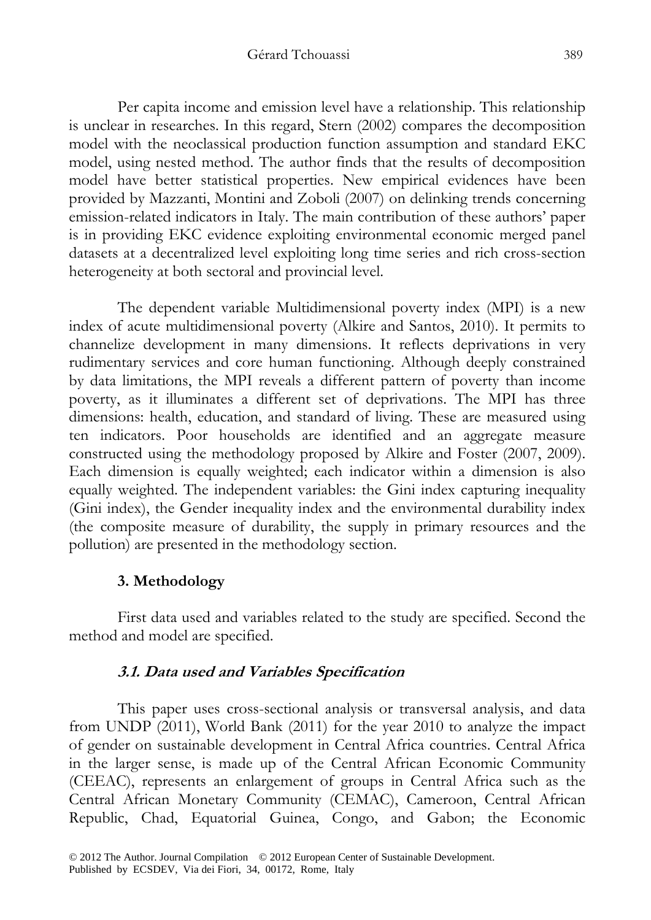Per capita income and emission level have a relationship. This relationship is unclear in researches. In this regard, Stern (2002) compares the decomposition model with the neoclassical production function assumption and standard EKC model, using nested method. The author finds that the results of decomposition model have better statistical properties. New empirical evidences have been provided by Mazzanti, Montini and Zoboli (2007) on delinking trends concerning emission-related indicators in Italy. The main contribution of these authors' paper is in providing EKC evidence exploiting environmental economic merged panel datasets at a decentralized level exploiting long time series and rich cross-section heterogeneity at both sectoral and provincial level.

The dependent variable Multidimensional poverty index (MPI) is a new index of acute multidimensional poverty (Alkire and Santos, 2010). It permits to channelize development in many dimensions. It reflects deprivations in very rudimentary services and core human functioning. Although deeply constrained by data limitations, the MPI reveals a different pattern of poverty than income poverty, as it illuminates a different set of deprivations. The MPI has three dimensions: health, education, and standard of living. These are measured using ten indicators. Poor households are identified and an aggregate measure constructed using the methodology proposed by Alkire and Foster (2007, 2009). Each dimension is equally weighted; each indicator within a dimension is also equally weighted. The independent variables: the Gini index capturing inequality (Gini index), the Gender inequality index and the environmental durability index (the composite measure of durability, the supply in primary resources and the pollution) are presented in the methodology section.

## 3. Methodology

First data used and variables related to the study are specified. Second the method and model are specified.

### *3.1. Data used and Variables Specification*

This paper uses cross-sectional analysis or transversal analysis, and data from UNDP (2011), World Bank (2011) for the year 2010 to analyze the impact of gender on sustainable development in Central Africa countries. Central Africa in the larger sense, is made up of the Central African Economic Community (CEEAC), represents an enlargement of groups in Central Africa such as the Central African Monetary Community (CEMAC), Cameroon, Central African Republic, Chad, Equatorial Guinea, Congo, and Gabon; the Economic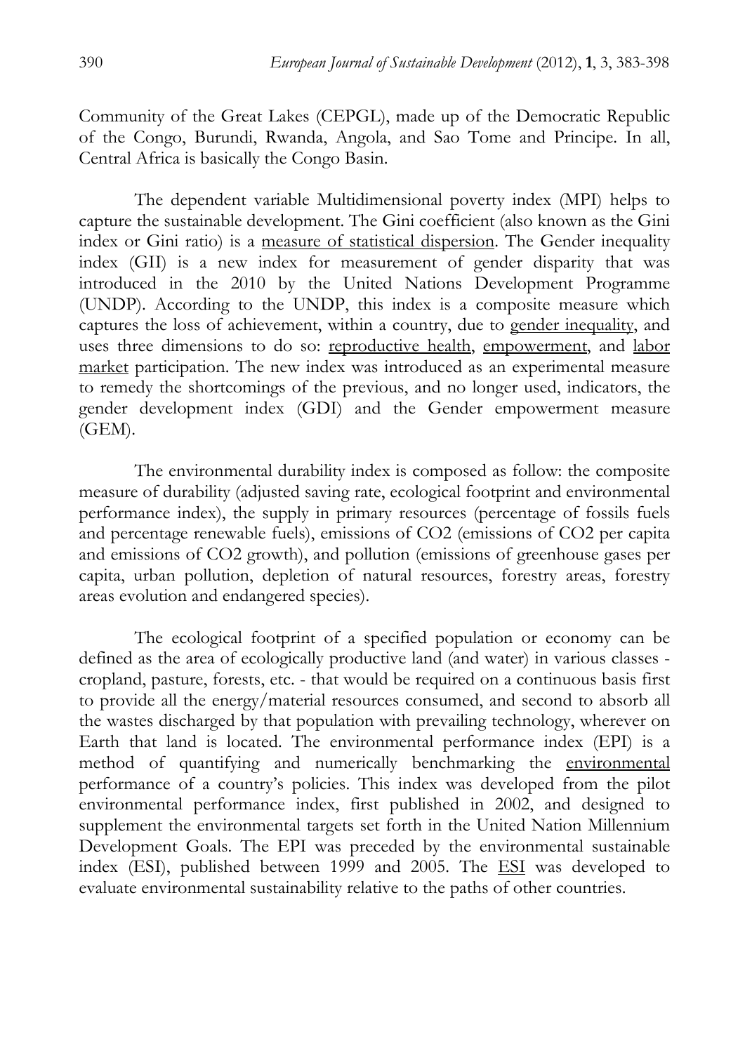Community of the Great Lakes (CEPGL), made up of the Democratic Republic of the Congo, Burundi, Rwanda, Angola, and Sao Tome and Principe. In all, Central Africa is basically the Congo Basin.

The dependent variable Multidimensional poverty index (MPI) helps to capture the sustainable development. The Gini coefficient (also known as the Gini index or Gini ratio) is a measure of statistical dispersion. The Gender inequality index (GII) is a new index for measurement of gender disparity that was introduced in the 2010 by the United Nations Development Programme (UNDP). According to the UNDP, this index is a composite measure which captures the loss of achievement, within a country, due to gender inequality, and uses three dimensions to do so: reproductive health, empowerment, and labor market participation. The new index was introduced as an experimental measure to remedy the shortcomings of the previous, and no longer used, indicators, the gender development index (GDI) and the Gender empowerment measure (GEM).

The environmental durability index is composed as follow: the composite measure of durability (adjusted saving rate, ecological footprint and environmental performance index), the supply in primary resources (percentage of fossils fuels and percentage renewable fuels), emissions of $CO_2$ (emissions of $CO_2$ per capita and emissions of $CO_2$ growth), and pollution (emissions of greenhouse gases per capita, urban pollution, depletion of natural resources, forestry areas, forestry areas evolution and endangered species).

The ecological footprint of a specified population or economy can be defined as the area of ecologically productive land (and water) in various classes - cropland, pasture, forests, etc. - that would be required on a continuous basis first to provide all the energy/material resources consumed, and second to absorb all the wastes discharged by that population with prevailing technology, wherever on Earth that land is located. The environmental performance index (EPI) is a method of quantifying and numerically benchmarking the environmental performance of a country's policies. This index was developed from the pilot environmental performance index, first published in 2002, and designed to supplement the environmental targets set forth in the United Nation Millennium Development Goals. The EPI was preceded by the environmental sustainable index (ESI), published between 1999 and 2005. The ESI was developed to evaluate environmental sustainability relative to the paths of other countries.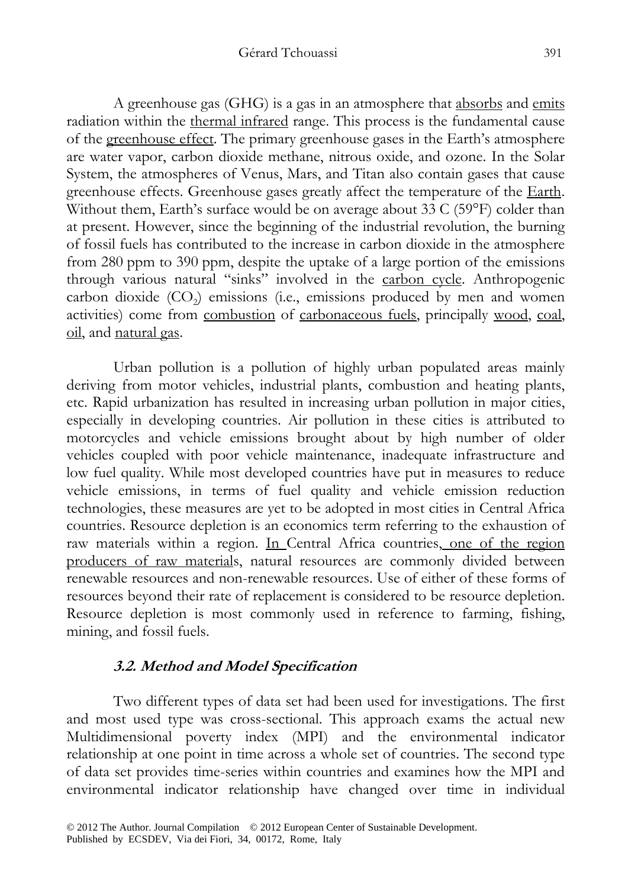A greenhouse gas (GHG) is a gas in an atmosphere that absorbs and emits radiation within the thermal infrared range. This process is the fundamental cause of the greenhouse effect. The primary greenhouse gases in the Earth's atmosphere are water vapor, carbon dioxide methane, nitrous oxide, and ozone. In the Solar System, the atmospheres of Venus, Mars, and Titan also contain gases that cause greenhouse effects. Greenhouse gases greatly affect the temperature of the Earth. Without them, Earth's surface would be on average about 33 C (59°F) colder than at present. However, since the beginning of the industrial revolution, the burning of fossil fuels has contributed to the increase in carbon dioxide in the atmosphere from 280 ppm to 390 ppm, despite the uptake of a large portion of the emissions through various natural "sinks" involved in the carbon cycle. Anthropogenic carbon dioxide ($CO_2$) emissions (i.e., emissions produced by men and women activities) come from combustion of carbonaceous fuels, principally wood, coal, oil, and natural gas.

Urban pollution is a pollution of highly urban populated areas mainly deriving from motor vehicles, industrial plants, combustion and heating plants, etc. Rapid urbanization has resulted in increasing urban pollution in major cities, especially in developing countries. Air pollution in these cities is attributed to motorcycles and vehicle emissions brought about by high number of older vehicles coupled with poor vehicle maintenance, inadequate infrastructure and low fuel quality. While most developed countries have put in measures to reduce vehicle emissions, in terms of fuel quality and vehicle emission reduction technologies, these measures are yet to be adopted in most cities in Central Africa countries. Resource depletion is an economics term referring to the exhaustion of raw materials within a region. In Central Africa countries, one of the region producers of raw materials, natural resources are commonly divided between renewable resources and non-renewable resources. Use of either of these forms of resources beyond their rate of replacement is considered to be resource depletion. Resource depletion is most commonly used in reference to farming, fishing, mining, and fossil fuels.

### *3.2. Method and Model Specification*

Two different types of data set had been used for investigations. The first and most used type was cross-sectional. This approach exams the actual new Multidimensional poverty index (MPI) and the environmental indicator relationship at one point in time across a whole set of countries. The second type of data set provides time-series within countries and examines how the MPI and environmental indicator relationship have changed over time in individual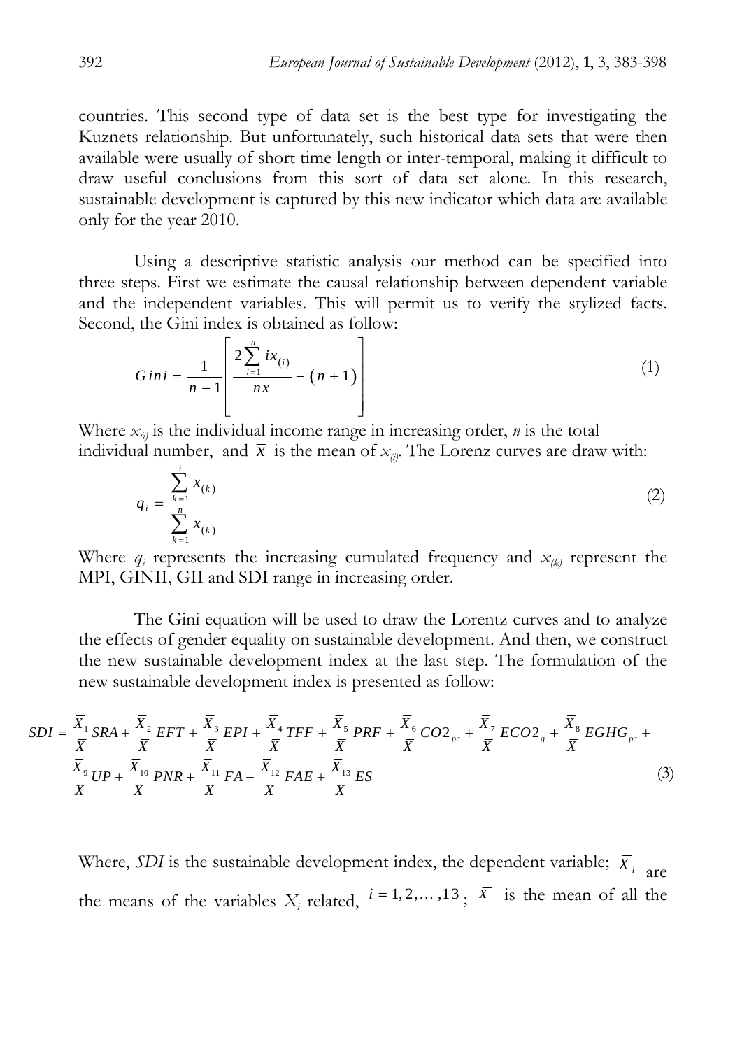countries. This second type of data set is the best type for investigating the Kuznets relationship. But unfortunately, such historical data sets that were then available were usually of short time length or inter-temporal, making it difficult to draw useful conclusions from this sort of data set alone. In this research, sustainable development is captured by this new indicator which data are available only for the year 2010.

Using a descriptive statistic analysis our method can be specified into three steps. First we estimate the causal relationship between dependent variable and the independent variables. This will permit us to verify the stylized facts. Second, the Gini index is obtained as follow:

$$Gini = \frac{1}{n-1}\left[\frac{2\sum_{i=1}^{n} i x_{(i)}}{n\overline{x}} - (n+1)\right] \tag{1}$$

Where $x_{(i)}$ is the individual income range in increasing order, $n$ is the total individual number, and $\overline{x}$ is the mean of $x_{(i)}$. The Lorenz curves are draw with:

$$q_i = \frac{\sum_{k=1}^{i} x_{(k)}}{\sum_{k=1}^{n} x_{(k)}} \tag{2}$$

Where $q_i$ represents the increasing cumulated frequency and $x_{(k)}$ represent the MPI, GINII, GII and SDI range in increasing order.

The Gini equation will be used to draw the Lorentz curves and to analyze the effects of gender equality on sustainable development. And then, we construct the new sustainable development index at the last step. The formulation of the new sustainable development index is presented as follow:

$$SDI = \frac{\overline{X}_1}{\overline{\overline{X}}}SRA + \frac{\overline{X}_2}{\overline{\overline{X}}}EFT + \frac{\overline{X}_3}{\overline{\overline{X}}}EPI + \frac{\overline{X}_4}{\overline{\overline{X}}}TFF + \frac{\overline{X}_5}{\overline{\overline{X}}}PRF + \frac{\overline{X}_6}{\overline{\overline{X}}}CO2_{pc} + \frac{\overline{X}_7}{\overline{\overline{X}}}ECO2_g + \frac{\overline{X}_8}{\overline{\overline{X}}}EGHG_{pc} + \frac{\overline{X}_9}{\overline{\overline{X}}}UP + \frac{\overline{X}_{10}}{\overline{\overline{X}}}PNR + \frac{\overline{X}_{11}}{\overline{\overline{X}}}FA + \frac{\overline{X}_{12}}{\overline{\overline{X}}}FAE + \frac{\overline{X}_{13}}{\overline{\overline{X}}}ES \tag{3}$$

Where, *SDI* is the sustainable development index, the dependent variable; $\overline{X}_i$ are the means of the variables $X_i$ related, $i = 1, 2, \ldots, 13$; $\overline{\overline{X}}$ is the mean of all the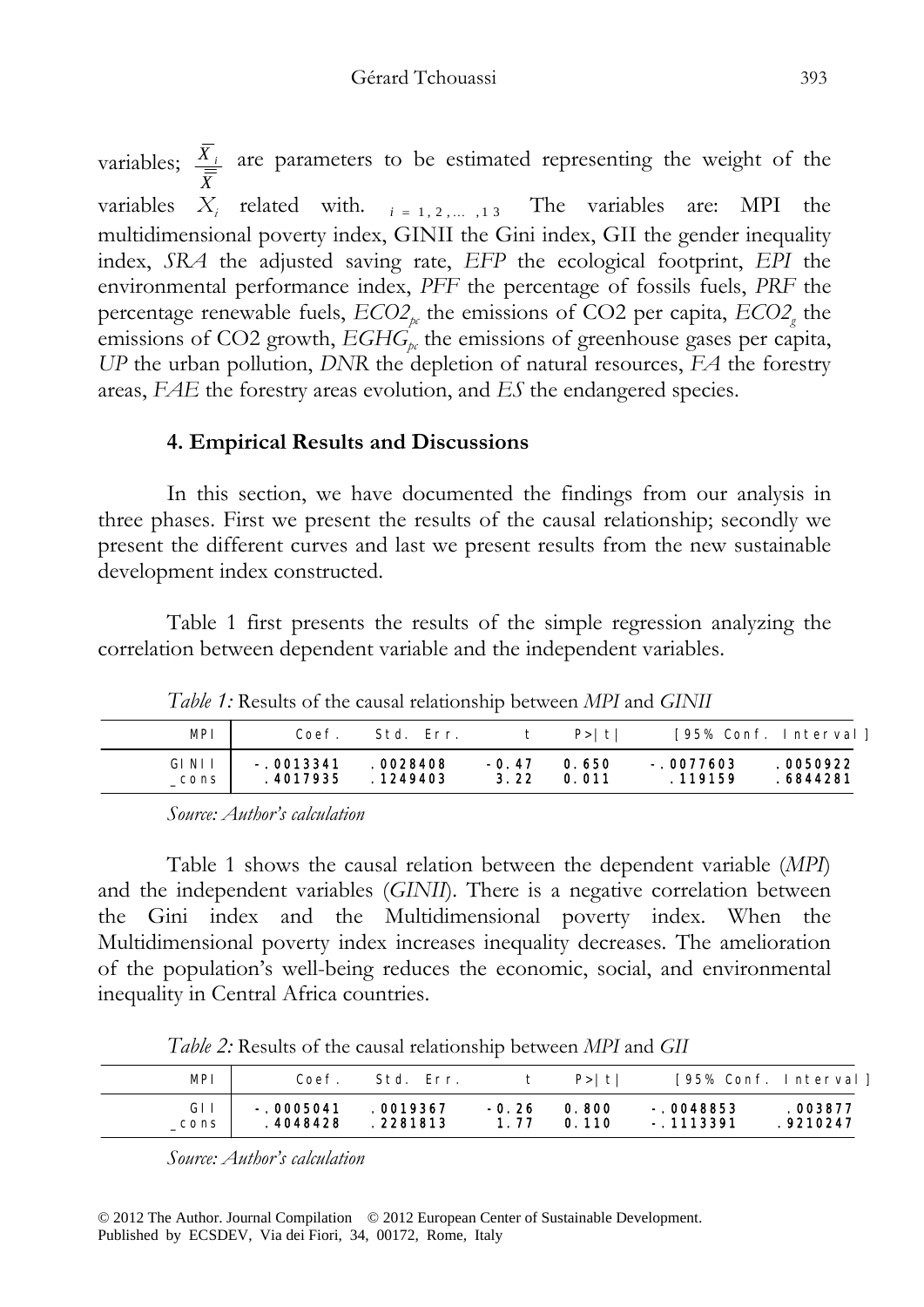variables; $\frac{\overline{X}_i}{\overline{\overline{X}}}$ are parameters to be estimated representing the weight of the variables $X_i$ related with. $i = 1, 2, \ldots, 13$ The variables are: MPI the multidimensional poverty index, GINII the Gini index, GII the gender inequality index, *SRA* the adjusted saving rate, *EFP* the ecological footprint, *EPI* the environmental performance index, *PFF* the percentage of fossils fuels, *PRF* the percentage renewable fuels, $ECO2_{pc}$ the emissions of CO2 per capita, $ECO2_g$ the emissions of CO2 growth, $EGHG_{pc}$ the emissions of greenhouse gases per capita, *UP* the urban pollution, *DNR* the depletion of natural resources, *FA* the forestry areas, *FAE* the forestry areas evolution, and *ES* the endangered species.

### 4. Empirical Results and Discussions

In this section, we have documented the findings from our analysis in three phases. First we present the results of the causal relationship; secondly we present the different curves and last we present results from the new sustainable development index constructed.

Table 1 first presents the results of the simple regression analyzing the correlation between dependent variable and the independent variables.

*Table 1:* Results of the causal relationship between *MPI* and *GINII*

| MPI | Coef. | Std. Err. | t | P>\|t\| | [95% Conf. Interval] | |
|---|---|---|---|---|---|---|
| GINII | -.0013341 | .0028408 | -0.47 | 0.650 | -.0077603 | .0050922 |
| _cons | .4017935 | .1249403 | 3.22 | 0.011 | .119159 | .6844281 |

*Source: Author's calculation*

Table 1 shows the causal relation between the dependent variable (*MPI*) and the independent variables (*GINII*). There is a negative correlation between the Gini index and the Multidimensional poverty index. When the Multidimensional poverty index increases inequality decreases. The amelioration of the population's well-being reduces the economic, social, and environmental inequality in Central Africa countries.

*Table 2:* Results of the causal relationship between *MPI* and *GII*

| MPI | Coef. | Std. Err. | t | P>\|t\| | [95% Conf. Interval] | |
|---|---|---|---|---|---|---|
| GII | -.0005041 | .0019367 | -0.26 | 0.800 | -.0048853 | .003877 |
| _cons | .4048428 | .2281813 | 1.77 | 0.110 | -.1113391 | .9210247 |

*Source: Author's calculation*

© 2012 The Author. Journal Compilation © 2012 European Center of Sustainable Development.
Published by ECSDEV, Via dei Fiori, 34, 00172, Rome, Italy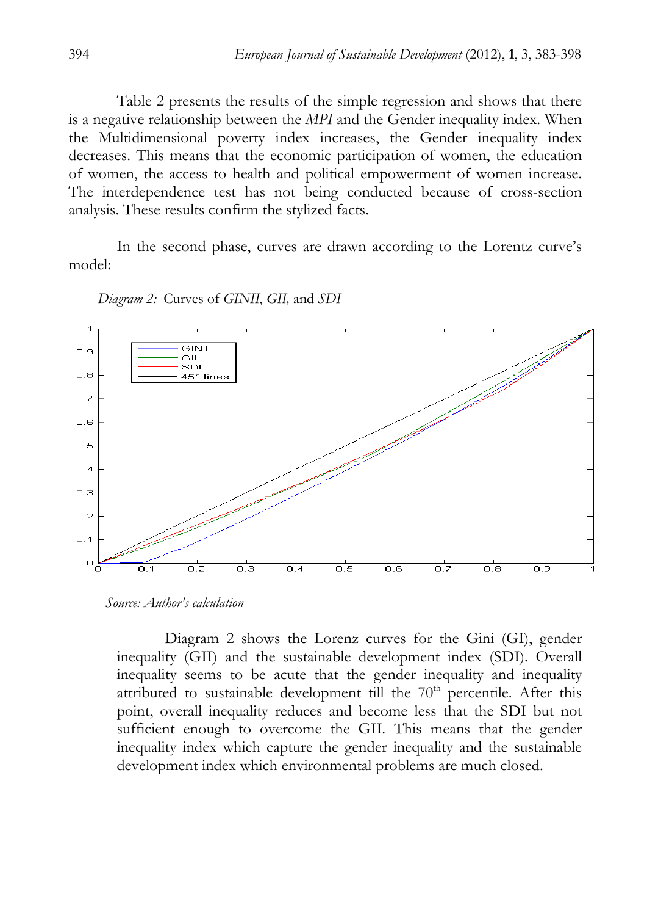Table 2 presents the results of the simple regression and shows that there is a negative relationship between the *MPI* and the Gender inequality index. When the Multidimensional poverty index increases, the Gender inequality index decreases. This means that the economic participation of women, the education of women, the access to health and political empowerment of women increase. The interdependence test has not being conducted because of cross-section analysis. These results confirm the stylized facts.

In the second phase, curves are drawn according to the Lorentz curve's model:

*Diagram 2:* Curves of *GINII*, *GII,* and *SDI*

*Source: Author's calculation*

Diagram 2 shows the Lorenz curves for the Gini (GI), gender inequality (GII) and the sustainable development index (SDI). Overall inequality seems to be acute that the gender inequality and inequality attributed to sustainable development till the 70[th] percentile. After this point, overall inequality reduces and become less that the SDI but not sufficient enough to overcome the GII. This means that the gender inequality index which capture the gender inequality and the sustainable development index which environmental problems are much closed.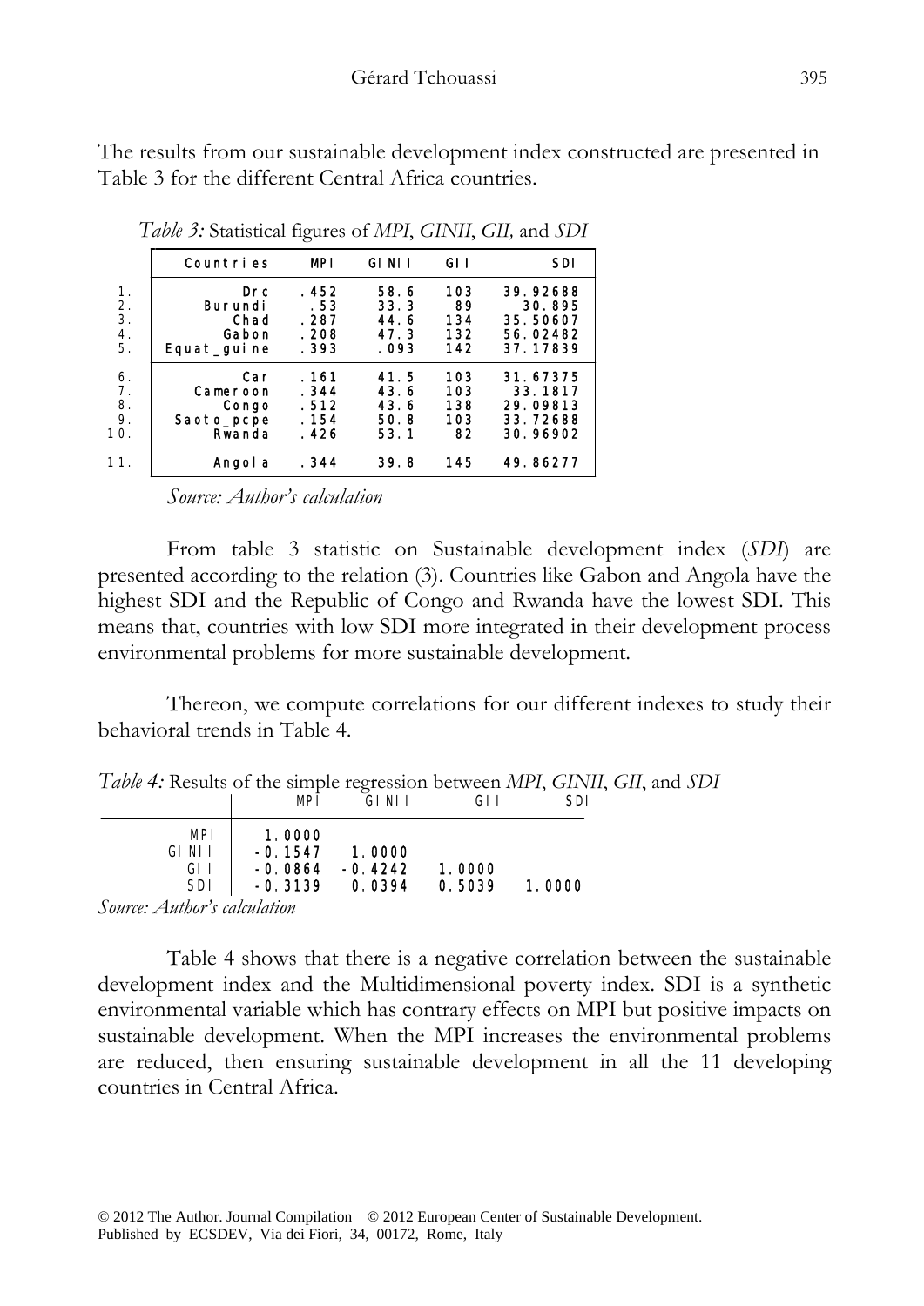The results from our sustainable development index constructed are presented in Table 3 for the different Central Africa countries.

*Table 3:* Statistical figures of *MPI*, *GINII*, *GII,* and *SDI*

| | Countries | MPI | GINII | GII | SDI |
|---|---|---|---|---|---|
| 1. | Drc | .452 | 58.6 | 103 | 39.92688 |
| 2. | Burundi | .53 | 33.3 | 89 | 30.895 |
| 3. | Chad | .287 | 44.6 | 134 | 35.50607 |
| 4. | Gabon | .208 | 47.3 | 132 | 56.02482 |
| 5. | Equat_guine | .393 | .093 | 142 | 37.17839 |
| 6. | Car | .161 | 41.5 | 103 | 31.67375 |
| 7. | Cameroon | .344 | 43.6 | 103 | 33.1817 |
| 8. | Congo | .512 | 43.6 | 138 | 29.09813 |
| 9. | Saoto_pcpe | .154 | 50.8 | 103 | 33.72688 |
| 10. | Rwanda | .426 | 53.1 | 82 | 30.96902 |
| 11. | Angola | .344 | 39.8 | 145 | 49.86277 |

*Source: Author's calculation*

From table 3 statistic on Sustainable development index (*SDI*) are presented according to the relation (3). Countries like Gabon and Angola have the highest SDI and the Republic of Congo and Rwanda have the lowest SDI. This means that, countries with low SDI more integrated in their development process environmental problems for more sustainable development.

Thereon, we compute correlations for our different indexes to study their behavioral trends in Table 4.

*Table 4:* Results of the simple regression between *MPI*, *GINII*, *GII*, and *SDI*

| | MPI | GINII | GII | SDI |
|---|---|---|---|---|
| MPI | 1.0000 | | | |
| GINII | -0.1547 | 1.0000 | | |
| GII | -0.0864 | -0.4242 | 1.0000 | |
| SDI | -0.3139 | 0.0394 | 0.5039 | 1.0000 |

*Source: Author's calculation*

Table 4 shows that there is a negative correlation between the sustainable development index and the Multidimensional poverty index. SDI is a synthetic environmental variable which has contrary effects on MPI but positive impacts on sustainable development. When the MPI increases the environmental problems are reduced, then ensuring sustainable development in all the 11 developing countries in Central Africa.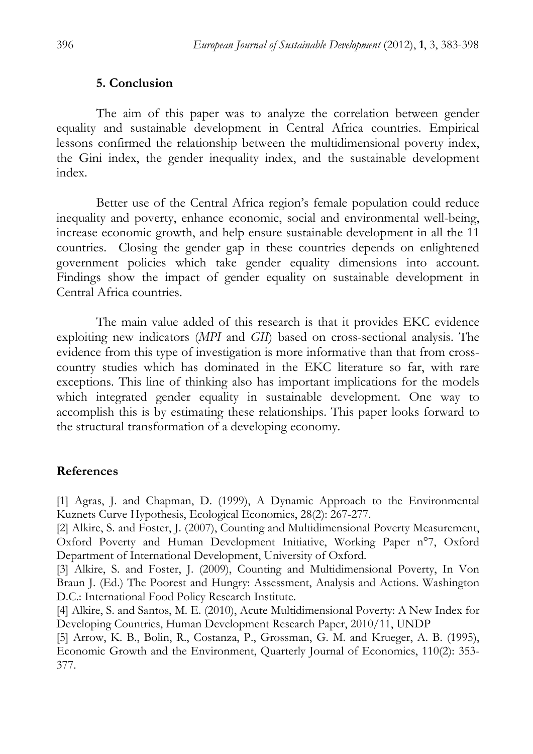## 5. Conclusion

The aim of this paper was to analyze the correlation between gender equality and sustainable development in Central Africa countries. Empirical lessons confirmed the relationship between the multidimensional poverty index, the Gini index, the gender inequality index, and the sustainable development index.

Better use of the Central Africa region's female population could reduce inequality and poverty, enhance economic, social and environmental well-being, increase economic growth, and help ensure sustainable development in all the 11 countries. Closing the gender gap in these countries depends on enlightened government policies which take gender equality dimensions into account. Findings show the impact of gender equality on sustainable development in Central Africa countries.

The main value added of this research is that it provides EKC evidence exploiting new indicators (*MPI* and *GII*) based on cross-sectional analysis. The evidence from this type of investigation is more informative than that from cross-country studies which has dominated in the EKC literature so far, with rare exceptions. This line of thinking also has important implications for the models which integrated gender equality in sustainable development. One way to accomplish this is by estimating these relationships. This paper looks forward to the structural transformation of a developing economy.

## References

[1] Agras, J. and Chapman, D. (1999), A Dynamic Approach to the Environmental Kuznets Curve Hypothesis, Ecological Economics, 28(2): 267-277.

[2] Alkire, S. and Foster, J. (2007), Counting and Multidimensional Poverty Measurement, Oxford Poverty and Human Development Initiative, Working Paper n°7, Oxford Department of International Development, University of Oxford.

[3] Alkire, S. and Foster, J. (2009), Counting and Multidimensional Poverty, In Von Braun J. (Ed.) The Poorest and Hungry: Assessment, Analysis and Actions. Washington D.C.: International Food Policy Research Institute.

[4] Alkire, S. and Santos, M. E. (2010), Acute Multidimensional Poverty: A New Index for Developing Countries, Human Development Research Paper, 2010/11, UNDP

[5] Arrow, K. B., Bolin, R., Costanza, P., Grossman, G. M. and Krueger, A. B. (1995), Economic Growth and the Environment, Quarterly Journal of Economics, 110(2): 353-377.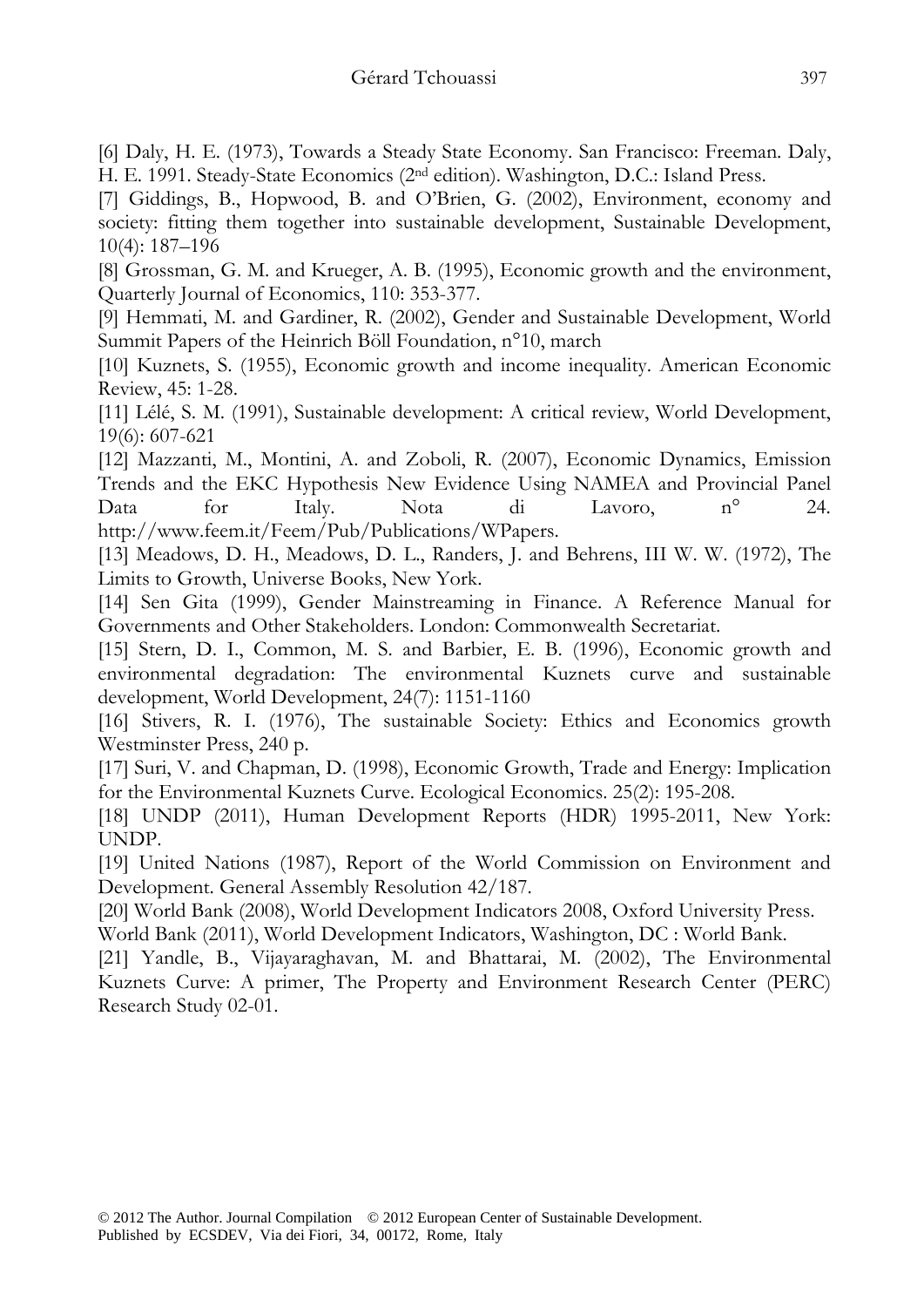[6] Daly, H. E. (1973), Towards a Steady State Economy. San Francisco: Freeman. Daly, H. E. 1991. Steady-State Economics (2nd edition). Washington, D.C.: Island Press.

[7] Giddings, B., Hopwood, B. and O'Brien, G. (2002), Environment, economy and society: fitting them together into sustainable development, Sustainable Development, 10(4): 187–196

[8] Grossman, G. M. and Krueger, A. B. (1995), Economic growth and the environment, Quarterly Journal of Economics, 110: 353-377.

[9] Hemmati, M. and Gardiner, R. (2002), Gender and Sustainable Development, World Summit Papers of the Heinrich Böll Foundation, n°10, march

[10] Kuznets, S. (1955), Economic growth and income inequality. American Economic Review, 45: 1-28.

[11] Lélé, S. M. (1991), Sustainable development: A critical review, World Development, 19(6): 607-621

[12] Mazzanti, M., Montini, A. and Zoboli, R. (2007), Economic Dynamics, Emission Trends and the EKC Hypothesis New Evidence Using NAMEA and Provincial Panel Data for Italy. Nota di Lavoro, n° 24. http://www.feem.it/Feem/Pub/Publications/WPapers.

[13] Meadows, D. H., Meadows, D. L., Randers, J. and Behrens, III W. W. (1972), The Limits to Growth, Universe Books, New York.

[14] Sen Gita (1999), Gender Mainstreaming in Finance. A Reference Manual for Governments and Other Stakeholders. London: Commonwealth Secretariat.

[15] Stern, D. I., Common, M. S. and Barbier, E. B. (1996), Economic growth and environmental degradation: The environmental Kuznets curve and sustainable development, World Development, 24(7): 1151-1160

[16] Stivers, R. I. (1976), The sustainable Society: Ethics and Economics growth Westminster Press, 240 p.

[17] Suri, V. and Chapman, D. (1998), Economic Growth, Trade and Energy: Implication for the Environmental Kuznets Curve. Ecological Economics. 25(2): 195-208.

[18] UNDP (2011), Human Development Reports (HDR) 1995-2011, New York: UNDP.

[19] United Nations (1987), Report of the World Commission on Environment and Development. General Assembly Resolution 42/187.

[20] World Bank (2008), World Development Indicators 2008, Oxford University Press.
World Bank (2011), World Development Indicators, Washington, DC : World Bank.

[21] Yandle, B., Vijayaraghavan, M. and Bhattarai, M. (2002), The Environmental Kuznets Curve: A primer, The Property and Environment Research Center (PERC) Research Study 02-01.